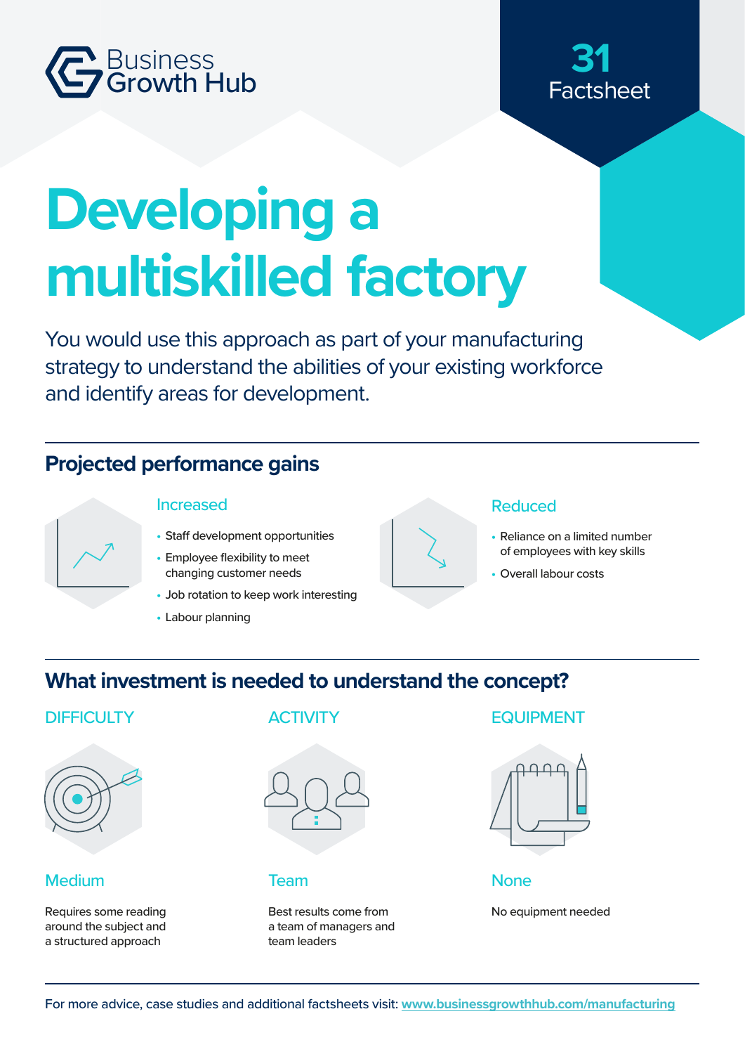Business Growth Hub

**31** Factsheet

# Developing a multiskilled factory

You would use this approach as part of your manufacturing strategy to understand the abilities of your existing workforce and identify areas for development.

## Projected performance gains

### Increased

- Staff development opportunities
- Employee flexibility to meet changing customer needs
- Job rotation to keep work interesting
- Labour planning

### Reduced

- Reliance on a limited number of employees with key skills
- Overall labour costs

## What investment is needed to understand the concept?

### DIFFICULTY

**Medium**

Requires some reading around the subject and a structured approach

### ACTIVITY

**Team**

Best results come from a team of managers and team leaders

### EQUIPMENT

**None**

No equipment needed

For more advice, case studies and additional factsheets visit: [www.businessgrowthhub.com/manufacturing](www.businessgrowthhub.com/manufacturing)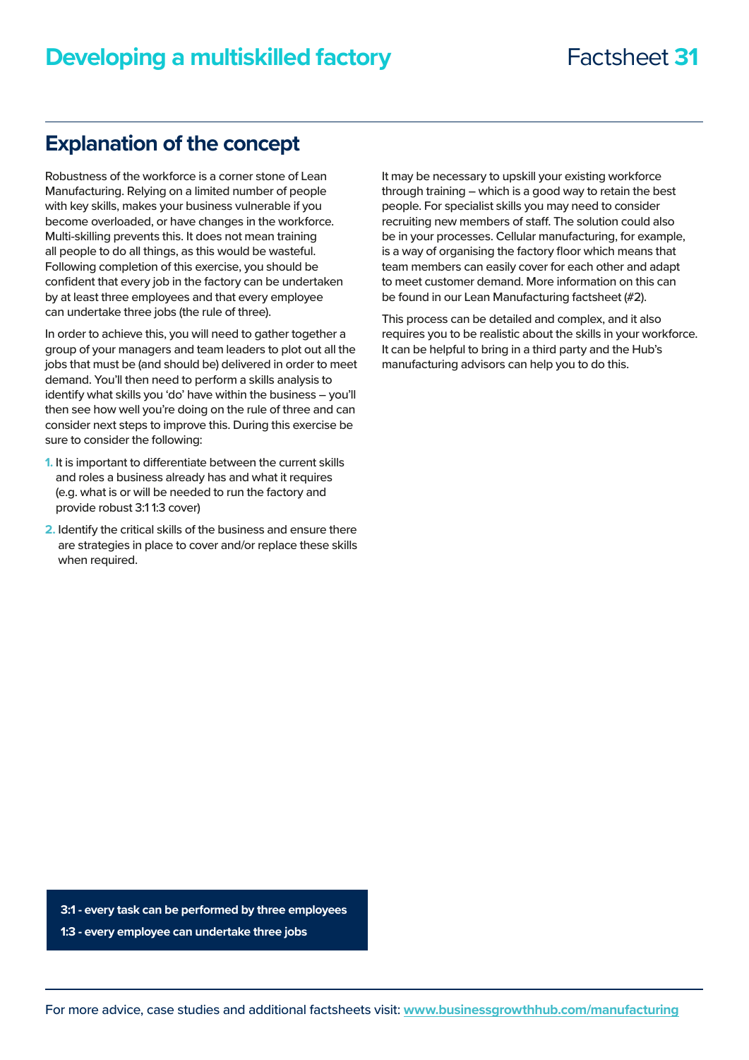# Developing a multiskilled factory

Factsheet **31**

## Explanation of the concept

Robustness of the workforce is a corner stone of Lean Manufacturing. Relying on a limited number of people with key skills, makes your business vulnerable if you become overloaded, or have changes in the workforce. Multi-skilling prevents this. It does not mean training all people to do all things, as this would be wasteful. Following completion of this exercise, you should be confident that every job in the factory can be undertaken by at least three employees and that every employee can undertake three jobs (the rule of three).

In order to achieve this, you will need to gather together a group of your managers and team leaders to plot out all the jobs that must be (and should be) delivered in order to meet demand. You'll then need to perform a skills analysis to identify what skills you 'do' have within the business – you'll then see how well you're doing on the rule of three and can consider next steps to improve this. During this exercise be sure to consider the following:

1. It is important to differentiate between the current skills and roles a business already has and what it requires (e.g. what is or will be needed to run the factory and provide robust 3:1 1:3 cover)
2. Identify the critical skills of the business and ensure there are strategies in place to cover and/or replace these skills when required.

It may be necessary to upskill your existing workforce through training – which is a good way to retain the best people. For specialist skills you may need to consider recruiting new members of staff. The solution could also be in your processes. Cellular manufacturing, for example, is a way of organising the factory floor which means that team members can easily cover for each other and adapt to meet customer demand. More information on this can be found in our Lean Manufacturing factsheet (#2).

This process can be detailed and complex, and it also requires you to be realistic about the skills in your workforce. It can be helpful to bring in a third party and the Hub's manufacturing advisors can help you to do this.

**3:1 - every task can be performed by three employees**

**1:3 - every employee can undertake three jobs**

For more advice, case studies and additional factsheets visit: www.businessgrowthhub.com/manufacturing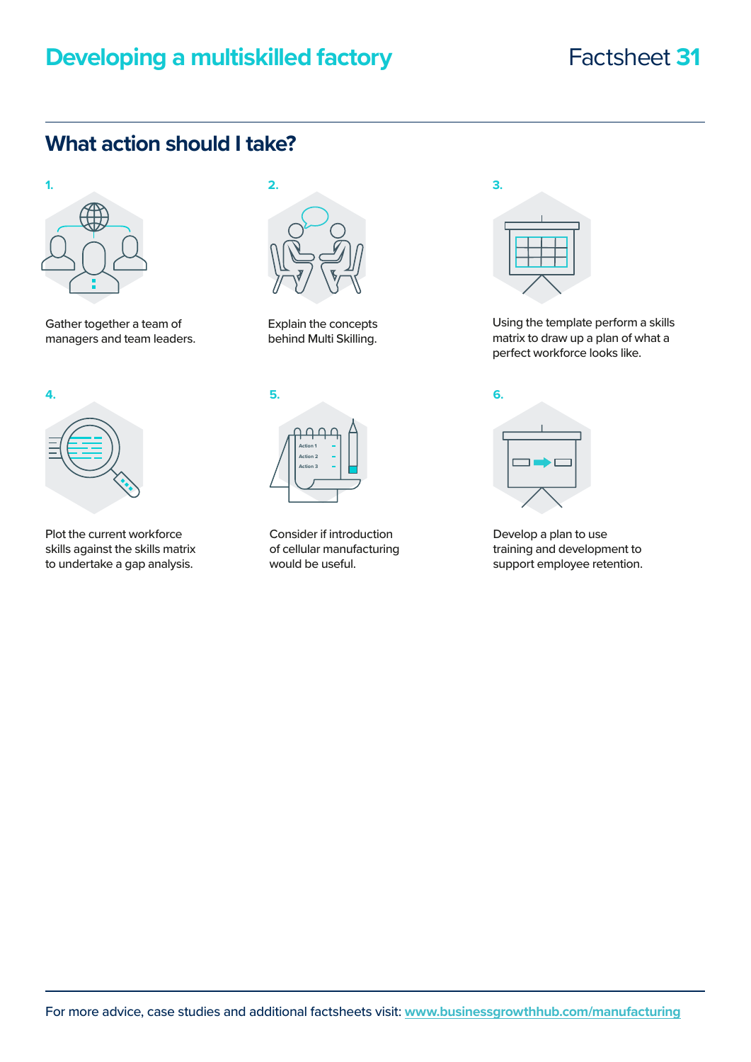# Developing a multiskilled factory

Factsheet **31**

## What action should I take?

1. Gather together a team of managers and team leaders.

2. Explain the concepts behind Multi Skilling.

3. Using the template perform a skills matrix to draw up a plan of what a perfect workforce looks like.

4. Plot the current workforce skills against the skills matrix to undertake a gap analysis.

5. Consider if introduction of cellular manufacturing would be useful.

6. Develop a plan to use training and development to support employee retention.

For more advice, case studies and additional factsheets visit: [www.businessgrowthhub.com/manufacturing](http://www.businessgrowthhub.com/manufacturing)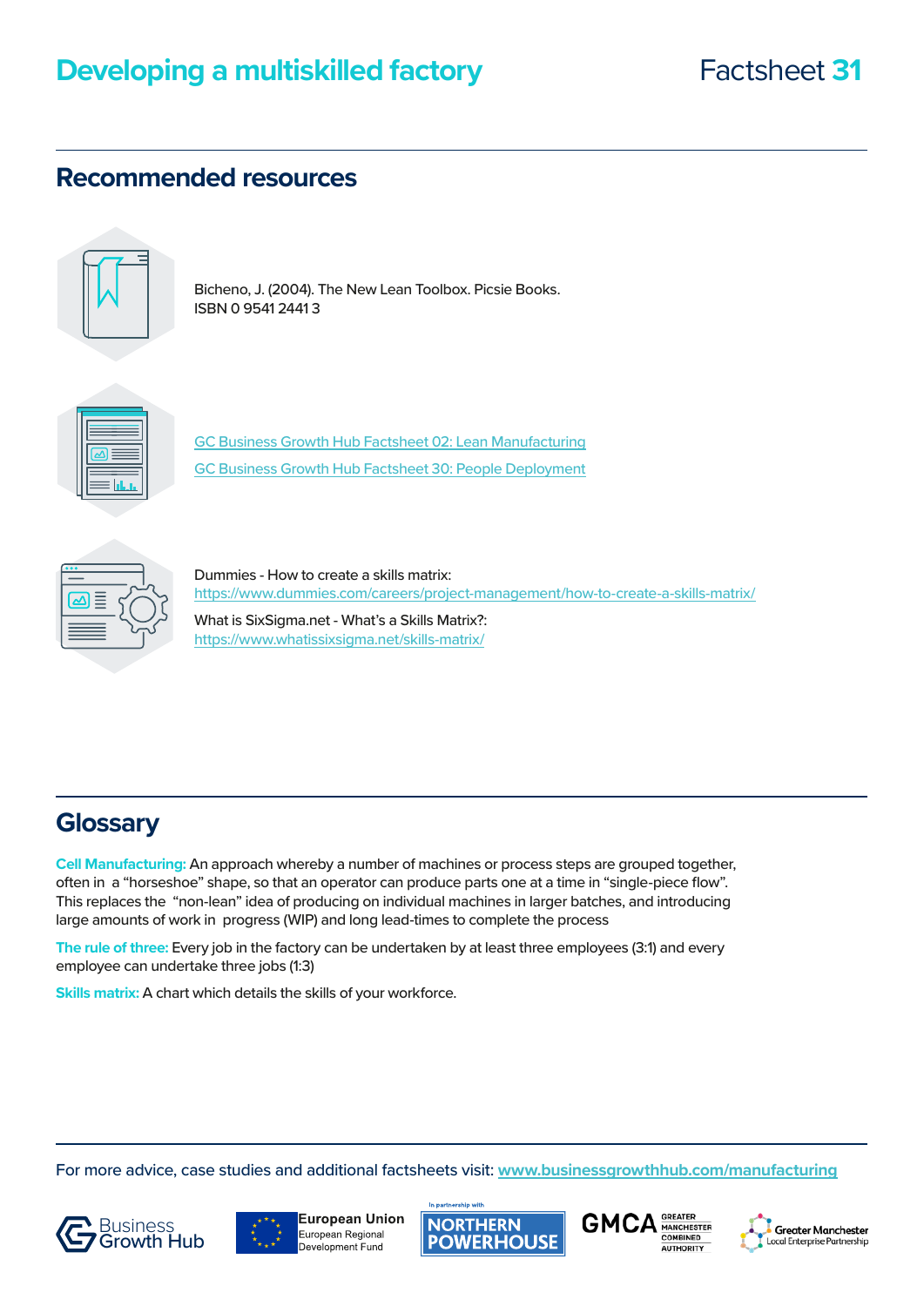# Developing a multiskilled factory

Factsheet 31

## Recommended resources

Bicheno, J. (2004). The New Lean Toolbox. Picsie Books.
ISBN 0 9541 2441 3

GC Business Growth Hub Factsheet 02: Lean Manufacturing

GC Business Growth Hub Factsheet 30: People Deployment

Dummies - How to create a skills matrix:
https://www.dummies.com/careers/project-management/how-to-create-a-skills-matrix/

What is SixSigma.net - What's a Skills Matrix?:
https://www.whatissixsigma.net/skills-matrix/

## Glossary

**Cell Manufacturing:** An approach whereby a number of machines or process steps are grouped together, often in a "horseshoe" shape, so that an operator can produce parts one at a time in "single-piece flow". This replaces the "non-lean" idea of producing on individual machines in larger batches, and introducing large amounts of work in progress (WIP) and long lead-times to complete the process

**The rule of three:** Every job in the factory can be undertaken by at least three employees (3:1) and every employee can undertake three jobs (1:3)

**Skills matrix:** A chart which details the skills of your workforce.

For more advice, case studies and additional factsheets visit: www.businessgrowthhub.com/manufacturing

Business Growth Hub | European Union European Regional Development Fund | In partnership with NORTHERN POWERHOUSE | GMCA GREATER MANCHESTER COMBINED AUTHORITY | Greater Manchester Local Enterprise Partnership